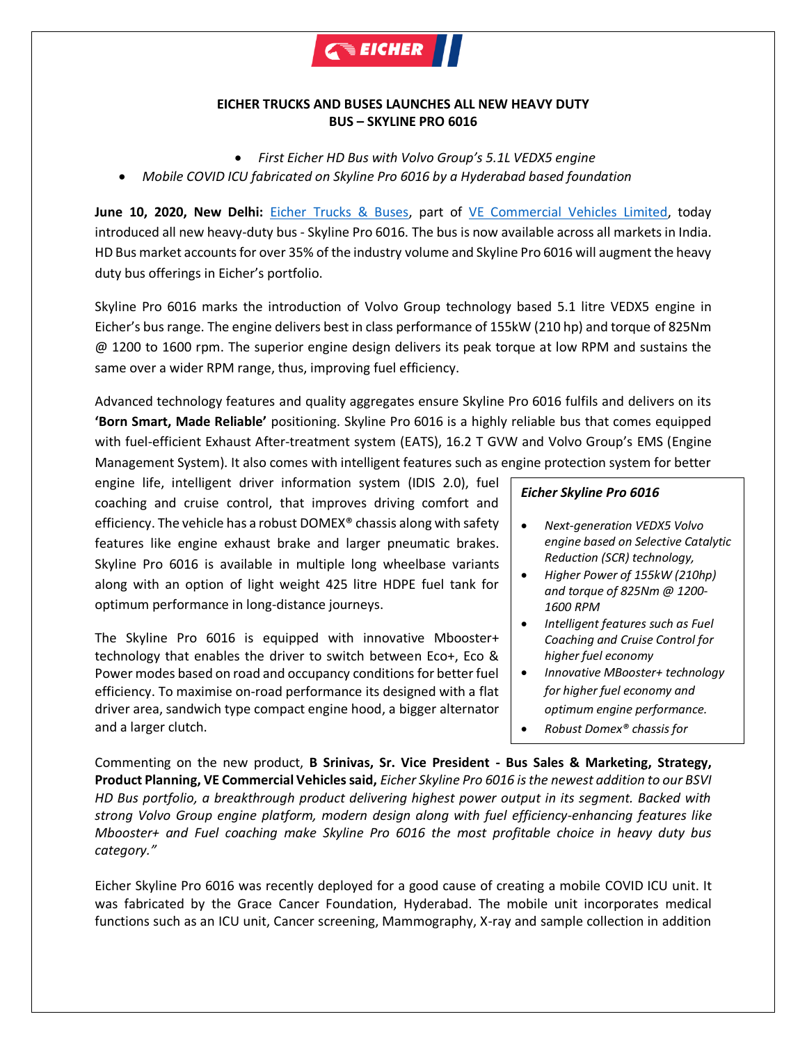# EICHER TRUCKS AND BUSES LAUNCHES ALL NEW HEAVY DUTY BUS – SKYLINE PRO 6016

- *First Eicher HD Bus with Volvo Group's 5.1L VEDX5 engine*
- *Mobile COVID ICU fabricated on Skyline Pro 6016 by a Hyderabad based foundation*

**June 10, 2020, New Delhi:** Eicher Trucks & Buses, part of VE Commercial Vehicles Limited, today introduced all new heavy-duty bus - Skyline Pro 6016. The bus is now available across all markets in India. HD Bus market accounts for over 35% of the industry volume and Skyline Pro 6016 will augment the heavy duty bus offerings in Eicher's portfolio.

Skyline Pro 6016 marks the introduction of Volvo Group technology based 5.1 litre VEDX5 engine in Eicher's bus range. The engine delivers best in class performance of 155kW (210 hp) and torque of 825Nm @ 1200 to 1600 rpm. The superior engine design delivers its peak torque at low RPM and sustains the same over a wider RPM range, thus, improving fuel efficiency.

Advanced technology features and quality aggregates ensure Skyline Pro 6016 fulfils and delivers on its **'Born Smart, Made Reliable'** positioning. Skyline Pro 6016 is a highly reliable bus that comes equipped with fuel-efficient Exhaust After-treatment system (EATS), 16.2 T GVW and Volvo Group's EMS (Engine Management System). It also comes with intelligent features such as engine protection system for better engine life, intelligent driver information system (IDIS 2.0), fuel coaching and cruise control, that improves driving comfort and efficiency. The vehicle has a robust DOMEX® chassis along with safety features like engine exhaust brake and larger pneumatic brakes. Skyline Pro 6016 is available in multiple long wheelbase variants along with an option of light weight 425 litre HDPE fuel tank for optimum performance in long-distance journeys.

The Skyline Pro 6016 is equipped with innovative Mbooster+ technology that enables the driver to switch between Eco+, Eco & Power modes based on road and occupancy conditions for better fuel efficiency. To maximise on-road performance its designed with a flat driver area, sandwich type compact engine hood, a bigger alternator and a larger clutch.

***Eicher Skyline Pro 6016***

- *Next-generation VEDX5 Volvo engine based on Selective Catalytic Reduction (SCR) technology,*
- *Higher Power of 155kW (210hp) and torque of 825Nm @ 1200-1600 RPM*
- *Intelligent features such as Fuel Coaching and Cruise Control for higher fuel economy*
- *Innovative MBooster+ technology for higher fuel economy and optimum engine performance.*
- *Robust Domex® chassis for*

Commenting on the new product, **B Srinivas, Sr. Vice President - Bus Sales & Marketing, Strategy, Product Planning, VE Commercial Vehicles said,** *Eicher Skyline Pro 6016 is the newest addition to our BSVI HD Bus portfolio, a breakthrough product delivering highest power output in its segment. Backed with strong Volvo Group engine platform, modern design along with fuel efficiency-enhancing features like Mbooster+ and Fuel coaching make Skyline Pro 6016 the most profitable choice in heavy duty bus category."*

Eicher Skyline Pro 6016 was recently deployed for a good cause of creating a mobile COVID ICU unit. It was fabricated by the Grace Cancer Foundation, Hyderabad. The mobile unit incorporates medical functions such as an ICU unit, Cancer screening, Mammography, X-ray and sample collection in addition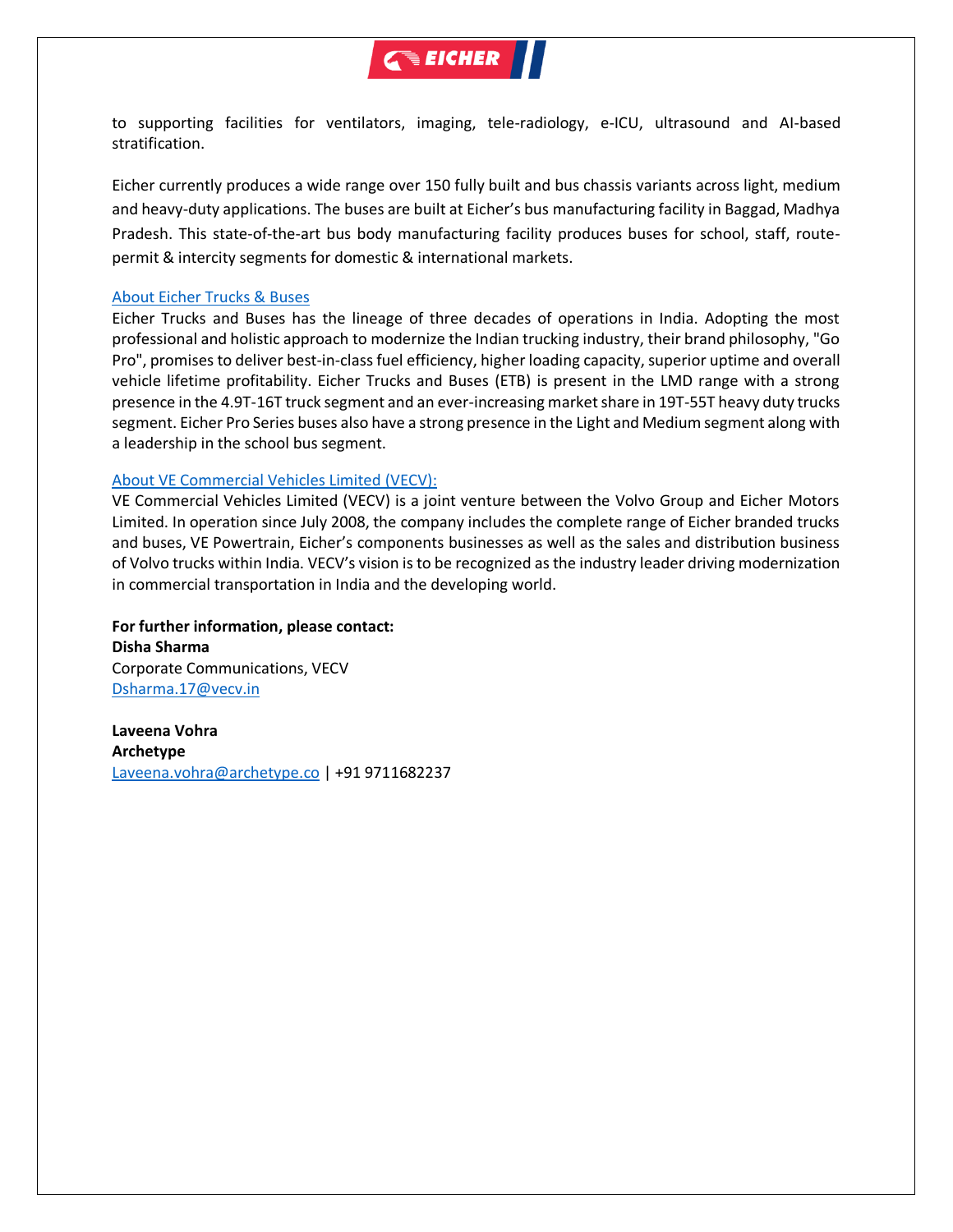to supporting facilities for ventilators, imaging, tele-radiology, e-ICU, ultrasound and AI-based stratification.

Eicher currently produces a wide range over 150 fully built and bus chassis variants across light, medium and heavy-duty applications. The buses are built at Eicher's bus manufacturing facility in Baggad, Madhya Pradesh. This state-of-the-art bus body manufacturing facility produces buses for school, staff, route-permit & intercity segments for domestic & international markets.

## About Eicher Trucks & Buses

Eicher Trucks and Buses has the lineage of three decades of operations in India. Adopting the most professional and holistic approach to modernize the Indian trucking industry, their brand philosophy, "Go Pro", promises to deliver best-in-class fuel efficiency, higher loading capacity, superior uptime and overall vehicle lifetime profitability. Eicher Trucks and Buses (ETB) is present in the LMD range with a strong presence in the 4.9T-16T truck segment and an ever-increasing market share in 19T-55T heavy duty trucks segment. Eicher Pro Series buses also have a strong presence in the Light and Medium segment along with a leadership in the school bus segment.

## About VE Commercial Vehicles Limited (VECV):

VE Commercial Vehicles Limited (VECV) is a joint venture between the Volvo Group and Eicher Motors Limited. In operation since July 2008, the company includes the complete range of Eicher branded trucks and buses, VE Powertrain, Eicher's components businesses as well as the sales and distribution business of Volvo trucks within India. VECV's vision is to be recognized as the industry leader driving modernization in commercial transportation in India and the developing world.

**For further information, please contact:**
**Disha Sharma**
Corporate Communications, VECV
Dsharma.17@vecv.in

**Laveena Vohra**
**Archetype**
Laveena.vohra@archetype.co | +91 9711682237